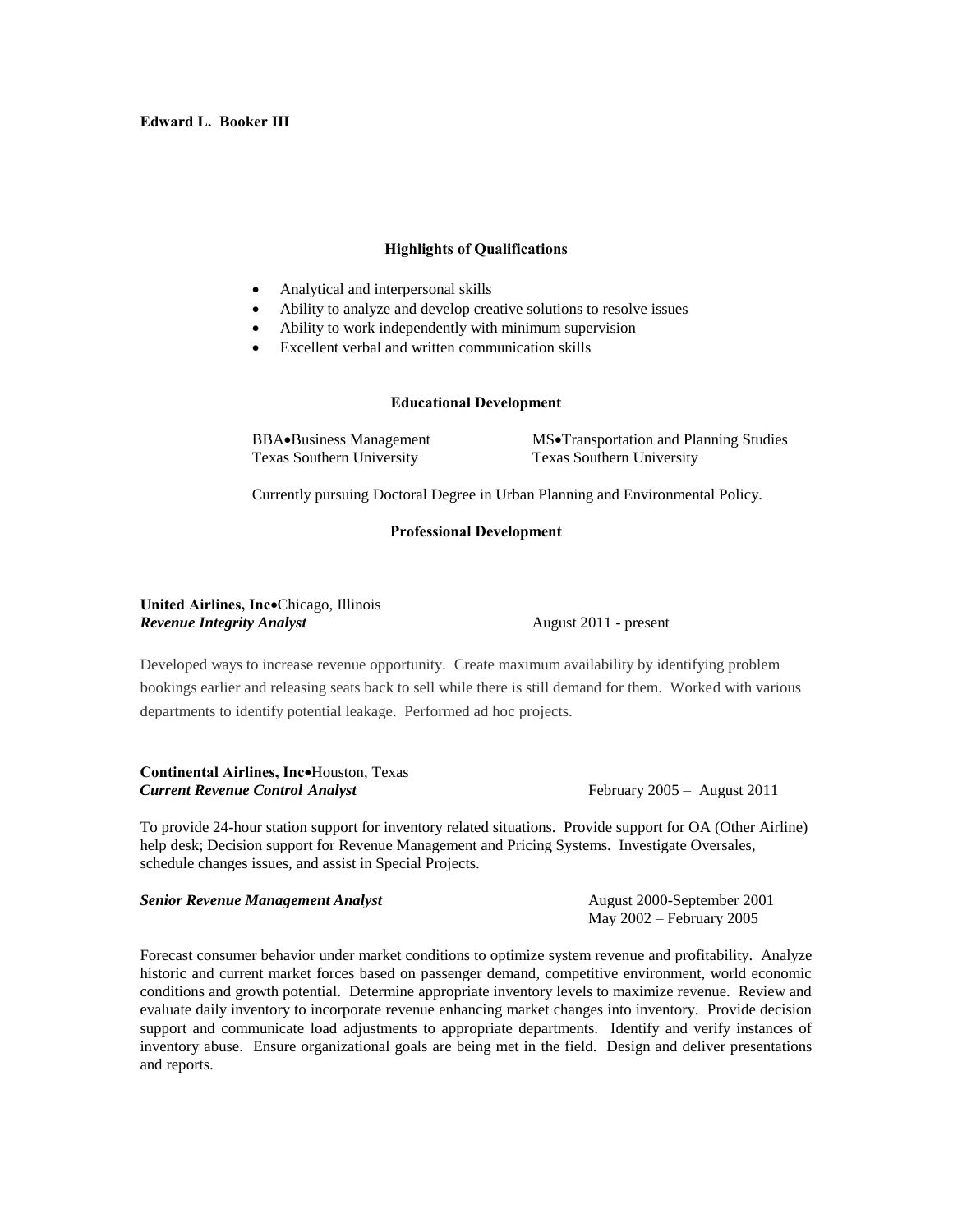**Edward L. Booker III**

## Highlights of Qualifications

- Analytical and interpersonal skills
- Ability to analyze and develop creative solutions to resolve issues
- Ability to work independently with minimum supervision
- Excellent verbal and written communication skills

## Educational Development

BBA•Business Management
Texas Southern University

MS•Transportation and Planning Studies
Texas Southern University

Currently pursuing Doctoral Degree in Urban Planning and Environmental Policy.

## Professional Development

**United Airlines, Inc**•Chicago, Illinois
***Revenue Integrity Analyst*** — August 2011 - present

Developed ways to increase revenue opportunity. Create maximum availability by identifying problem bookings earlier and releasing seats back to sell while there is still demand for them. Worked with various departments to identify potential leakage. Performed ad hoc projects.

**Continental Airlines, Inc**•Houston, Texas
***Current Revenue Control Analyst*** — February 2005 – August 2011

To provide 24-hour station support for inventory related situations. Provide support for OA (Other Airline) help desk; Decision support for Revenue Management and Pricing Systems. Investigate Oversales, schedule changes issues, and assist in Special Projects.

***Senior Revenue Management Analyst*** — August 2000-September 2001, May 2002 – February 2005

Forecast consumer behavior under market conditions to optimize system revenue and profitability. Analyze historic and current market forces based on passenger demand, competitive environment, world economic conditions and growth potential. Determine appropriate inventory levels to maximize revenue. Review and evaluate daily inventory to incorporate revenue enhancing market changes into inventory. Provide decision support and communicate load adjustments to appropriate departments. Identify and verify instances of inventory abuse. Ensure organizational goals are being met in the field. Design and deliver presentations and reports.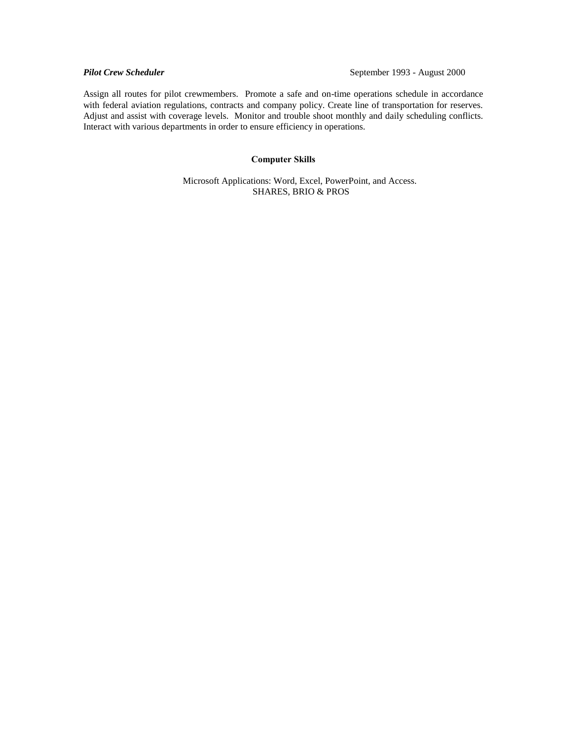***Pilot Crew Scheduler*** September 1993 - August 2000

Assign all routes for pilot crewmembers. Promote a safe and on-time operations schedule in accordance with federal aviation regulations, contracts and company policy. Create line of transportation for reserves. Adjust and assist with coverage levels. Monitor and trouble shoot monthly and daily scheduling conflicts. Interact with various departments in order to ensure efficiency in operations.

## Computer Skills

Microsoft Applications: Word, Excel, PowerPoint, and Access.
SHARES, BRIO & PROS